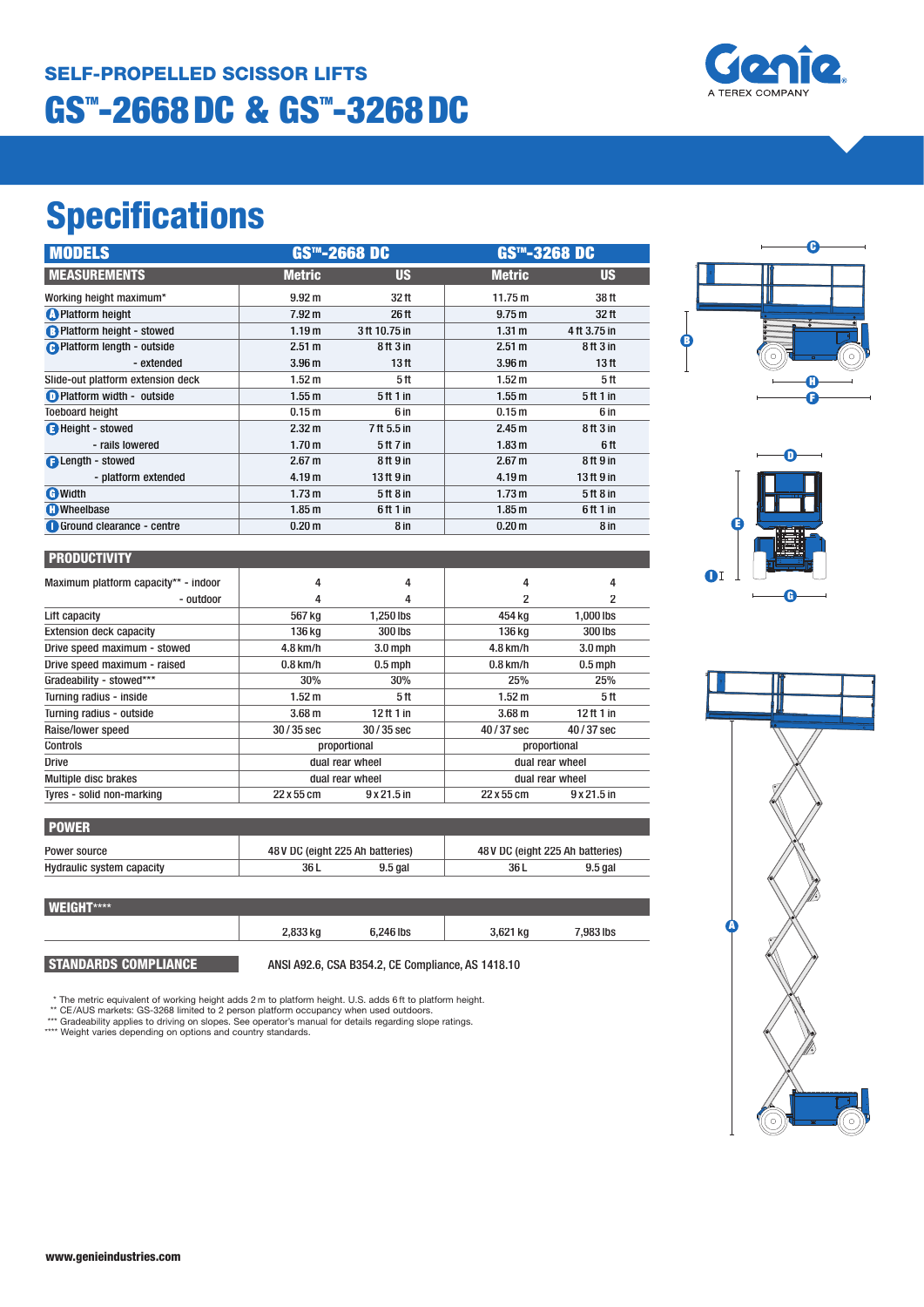## SELF-PROPELLED SCISSOR LIFTS

# GS™-2668 DC & GS™-3268 DC

Genie
A TEREX COMPANY

# Specifications

| MODELS | GS™-2668 DC | | GS™-3268 DC | |
|---|---|---|---|---|
| **MEASUREMENTS** | **Metric** | **US** | **Metric** | **US** |
| Working height maximum* | 9.92 m | 32 ft | 11.75 m | 38 ft |
| A Platform height | 7.92 m | 26 ft | 9.75 m | 32 ft |
| B Platform height - stowed | 1.19 m | 3 ft 10.75 in | 1.31 m | 4 ft 3.75 in |
| C Platform length - outside | 2.51 m | 8 ft 3 in | 2.51 m | 8 ft 3 in |
| - extended | 3.96 m | 13 ft | 3.96 m | 13 ft |
| Slide-out platform extension deck | 1.52 m | 5 ft | 1.52 m | 5 ft |
| D Platform width - outside | 1.55 m | 5 ft 1 in | 1.55 m | 5 ft 1 in |
| Toeboard height | 0.15 m | 6 in | 0.15 m | 6 in |
| E Height - stowed | 2.32 m | 7 ft 5.5 in | 2.45 m | 8 ft 3 in |
| - rails lowered | 1.70 m | 5 ft 7 in | 1.83 m | 6 ft |
| F Length - stowed | 2.67 m | 8 ft 9 in | 2.67 m | 8 ft 9 in |
| - platform extended | 4.19 m | 13 ft 9 in | 4.19 m | 13 ft 9 in |
| G Width | 1.73 m | 5 ft 8 in | 1.73 m | 5 ft 8 in |
| H Wheelbase | 1.85 m | 6 ft 1 in | 1.85 m | 6 ft 1 in |
| I Ground clearance - centre | 0.20 m | 8 in | 0.20 m | 8 in |

| PRODUCTIVITY | | | | |
|---|---|---|---|---|
| Maximum platform capacity** - indoor | 4 | 4 | 4 | 4 |
| - outdoor | 4 | 4 | 2 | 2 |
| Lift capacity | 567 kg | 1,250 lbs | 454 kg | 1,000 lbs |
| Extension deck capacity | 136 kg | 300 lbs | 136 kg | 300 lbs |
| Drive speed maximum - stowed | 4.8 km/h | 3.0 mph | 4.8 km/h | 3.0 mph |
| Drive speed maximum - raised | 0.8 km/h | 0.5 mph | 0.8 km/h | 0.5 mph |
| Gradeability - stowed*** | 30% | 30% | 25% | 25% |
| Turning radius - inside | 1.52 m | 5 ft | 1.52 m | 5 ft |
| Turning radius - outside | 3.68 m | 12 ft 1 in | 3.68 m | 12 ft 1 in |
| Raise/lower speed | 30 / 35 sec | 30 / 35 sec | 40 / 37 sec | 40 / 37 sec |
| Controls | proportional | | proportional | |
| Drive | dual rear wheel | | dual rear wheel | |
| Multiple disc brakes | dual rear wheel | | dual rear wheel | |
| Tyres - solid non-marking | 22 x 55 cm | 9 x 21.5 in | 22 x 55 cm | 9 x 21.5 in |

| POWER | | | | |
|---|---|---|---|---|
| Power source | 48 V DC (eight 225 Ah batteries) | | 48 V DC (eight 225 Ah batteries) | |
| Hydraulic system capacity | 36 L | 9.5 gal | 36 L | 9.5 gal |

| WEIGHT**** | | | | |
|---|---|---|---|---|
| | 2,833 kg | 6,246 lbs | 3,621 kg | 7,983 lbs |

**STANDARDS COMPLIANCE** ANSI A92.6, CSA B354.2, CE Compliance, AS 1418.10

\* The metric equivalent of working height adds 2 m to platform height. U.S. adds 6 ft to platform height.
** CE/AUS markets: GS-3268 limited to 2 person platform occupancy when used outdoors.
*** Gradeability applies to driving on slopes. See operator's manual for details regarding slope ratings.
**** Weight varies depending on options and country standards.

www.genieindustries.com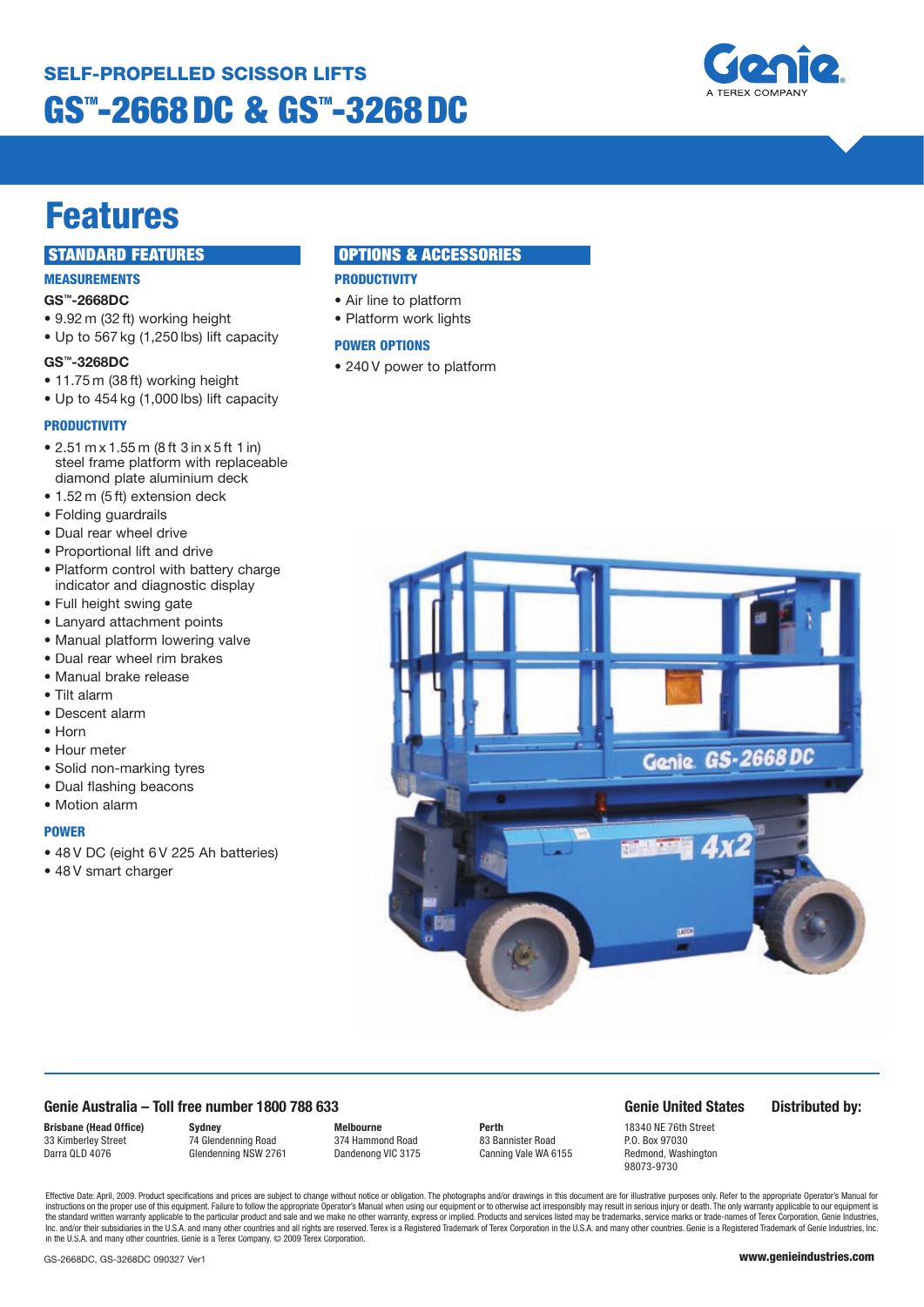SELF-PROPELLED SCISSOR LIFTS

# GS™-2668 DC & GS™-3268 DC

# Features

## STANDARD FEATURES

### MEASUREMENTS

**GS™-2668DC**

- 9.92 m (32 ft) working height
- Up to 567 kg (1,250 lbs) lift capacity

**GS™-3268DC**

- 11.75 m (38 ft) working height
- Up to 454 kg (1,000 lbs) lift capacity

### PRODUCTIVITY

- 2.51 m x 1.55 m (8 ft 3 in x 5 ft 1 in) steel frame platform with replaceable diamond plate aluminium deck
- 1.52 m (5 ft) extension deck
- Folding guardrails
- Dual rear wheel drive
- Proportional lift and drive
- Platform control with battery charge indicator and diagnostic display
- Full height swing gate
- Lanyard attachment points
- Manual platform lowering valve
- Dual rear wheel rim brakes
- Manual brake release
- Tilt alarm
- Descent alarm
- Horn
- Hour meter
- Solid non-marking tyres
- Dual flashing beacons
- Motion alarm

### POWER

- 48 V DC (eight 6 V 225 Ah batteries)
- 48 V smart charger

## OPTIONS & ACCESSORIES

### PRODUCTIVITY

- Air line to platform
- Platform work lights

### POWER OPTIONS

- 240 V power to platform

**Genie Australia – Toll free number 1800 788 633**

**Brisbane (Head Office)**
33 Kimberley Street
Darra QLD 4076

**Sydney**
74 Glendenning Road
Glendenning NSW 2761

**Melbourne**
374 Hammond Road
Dandenong VIC 3175

**Perth**
83 Bannister Road
Canning Vale WA 6155

**Genie United States**
18340 NE 76th Street
P.O. Box 97030
Redmond, Washington
98073-9730

**Distributed by:**

Effective Date: April, 2009. Product specifications and prices are subject to change without notice or obligation. The photographs and/or drawings in this document are for illustrative purposes only. Refer to the appropriate Operator's Manual for instructions on the proper use of this equipment. Failure to follow the appropriate Operator's Manual when using our equipment or to otherwise act irresponsibly may result in serious injury or death. The only warranty applicable to our equipment is the standard written warranty applicable to the particular product and sale and we make no other warranty, express or implied. Products and services listed may be trademarks, service marks or trade-names of Terex Corporation, Genie Industries, Inc. and/or their subsidiaries in the U.S.A. and many other countries and all rights are reserved. Terex is a Registered Trademark of Terex Corporation in the U.S.A. and many other countries. Genie is a Registered Trademark of Genie Industries, Inc. in the U.S.A. and many other countries. Genie is a Terex Company. © 2009 Terex Corporation.

GS-2668DC, GS-3268DC 090327 Ver1

**www.genieindustries.com**